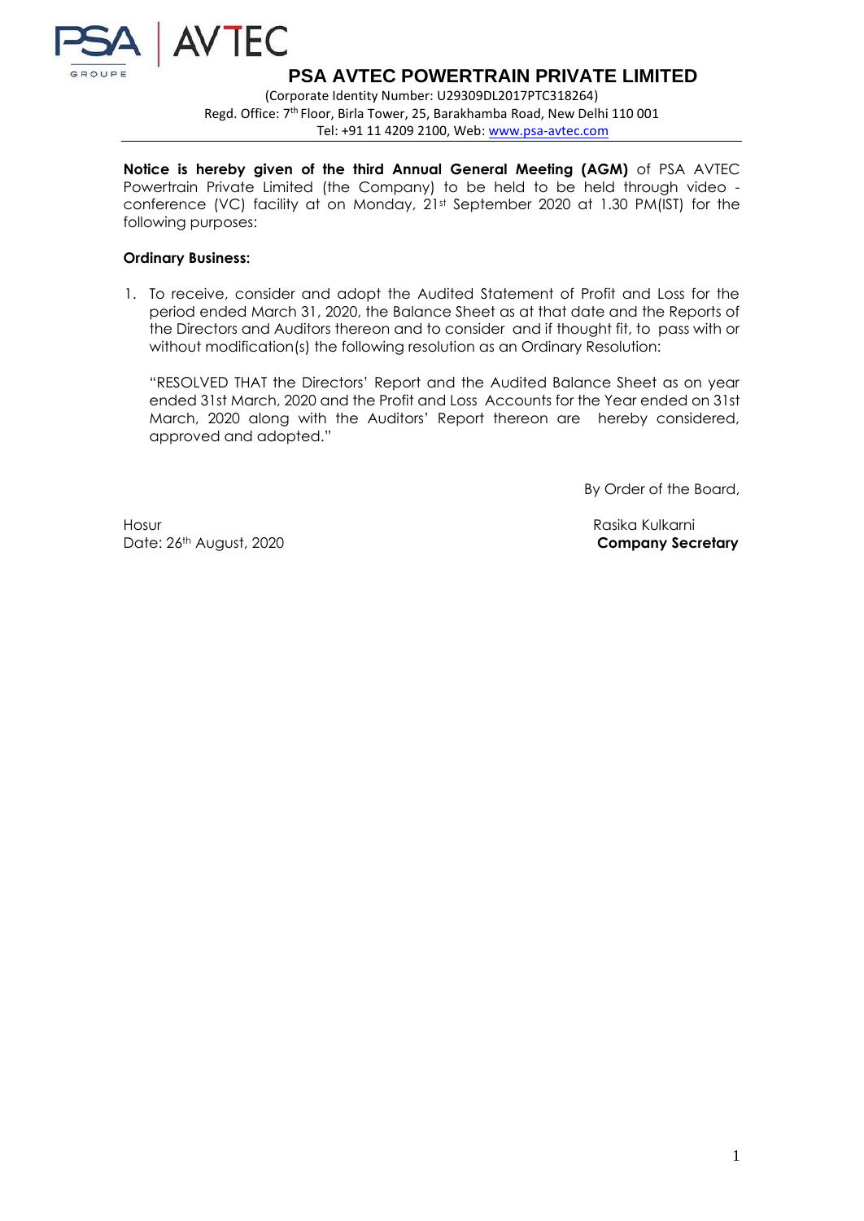# PSA AVTEC POWERTRAIN PRIVATE LIMITED

(Corporate Identity Number: U29309DL2017PTC318264)
Regd. Office: 7th Floor, Birla Tower, 25, Barakhamba Road, New Delhi 110 001
Tel: +91 11 4209 2100, Web: www.psa-avtec.com

**Notice is hereby given of the third Annual General Meeting (AGM)** of PSA AVTEC Powertrain Private Limited (the Company) to be held to be held through video - conference (VC) facility at on Monday, 21st September 2020 at 1.30 PM(IST) for the following purposes:

**Ordinary Business:**

1. To receive, consider and adopt the Audited Statement of Profit and Loss for the period ended March 31, 2020, the Balance Sheet as at that date and the Reports of the Directors and Auditors thereon and to consider and if thought fit, to pass with or without modification(s) the following resolution as an Ordinary Resolution:

   "RESOLVED THAT the Directors' Report and the Audited Balance Sheet as on year ended 31st March, 2020 and the Profit and Loss Accounts for the Year ended on 31st March, 2020 along with the Auditors' Report thereon are hereby considered, approved and adopted."

By Order of the Board,

Hosur
Date: 26th August, 2020

Rasika Kulkarni
**Company Secretary**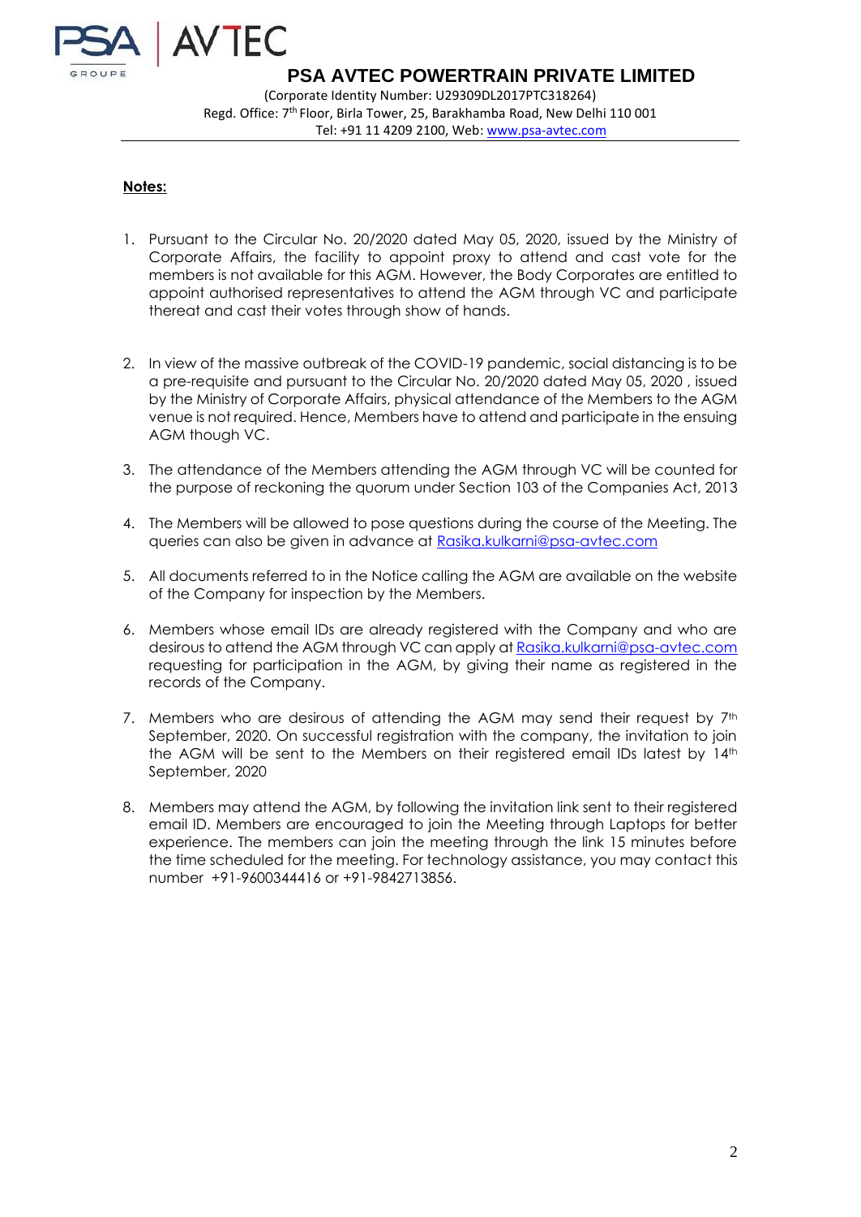**PSA AVTEC POWERTRAIN PRIVATE LIMITED**

(Corporate Identity Number: U29309DL2017PTC318264)

Regd. Office: 7th Floor, Birla Tower, 25, Barakhamba Road, New Delhi 110 001

Tel: +91 11 4209 2100, Web: www.psa-avtec.com

**Notes:**

1. Pursuant to the Circular No. 20/2020 dated May 05, 2020, issued by the Ministry of Corporate Affairs, the facility to appoint proxy to attend and cast vote for the members is not available for this AGM. However, the Body Corporates are entitled to appoint authorised representatives to attend the AGM through VC and participate thereat and cast their votes through show of hands.

2. In view of the massive outbreak of the COVID-19 pandemic, social distancing is to be a pre-requisite and pursuant to the Circular No. 20/2020 dated May 05, 2020 , issued by the Ministry of Corporate Affairs, physical attendance of the Members to the AGM venue is not required. Hence, Members have to attend and participate in the ensuing AGM though VC.

3. The attendance of the Members attending the AGM through VC will be counted for the purpose of reckoning the quorum under Section 103 of the Companies Act, 2013

4. The Members will be allowed to pose questions during the course of the Meeting. The queries can also be given in advance at Rasika.kulkarni@psa-avtec.com

5. All documents referred to in the Notice calling the AGM are available on the website of the Company for inspection by the Members.

6. Members whose email IDs are already registered with the Company and who are desirous to attend the AGM through VC can apply at Rasika.kulkarni@psa-avtec.com requesting for participation in the AGM, by giving their name as registered in the records of the Company.

7. Members who are desirous of attending the AGM may send their request by 7th September, 2020. On successful registration with the company, the invitation to join the AGM will be sent to the Members on their registered email IDs latest by 14th September, 2020

8. Members may attend the AGM, by following the invitation link sent to their registered email ID. Members are encouraged to join the Meeting through Laptops for better experience. The members can join the meeting through the link 15 minutes before the time scheduled for the meeting. For technology assistance, you may contact this number +91-9600344416 or +91-9842713856.